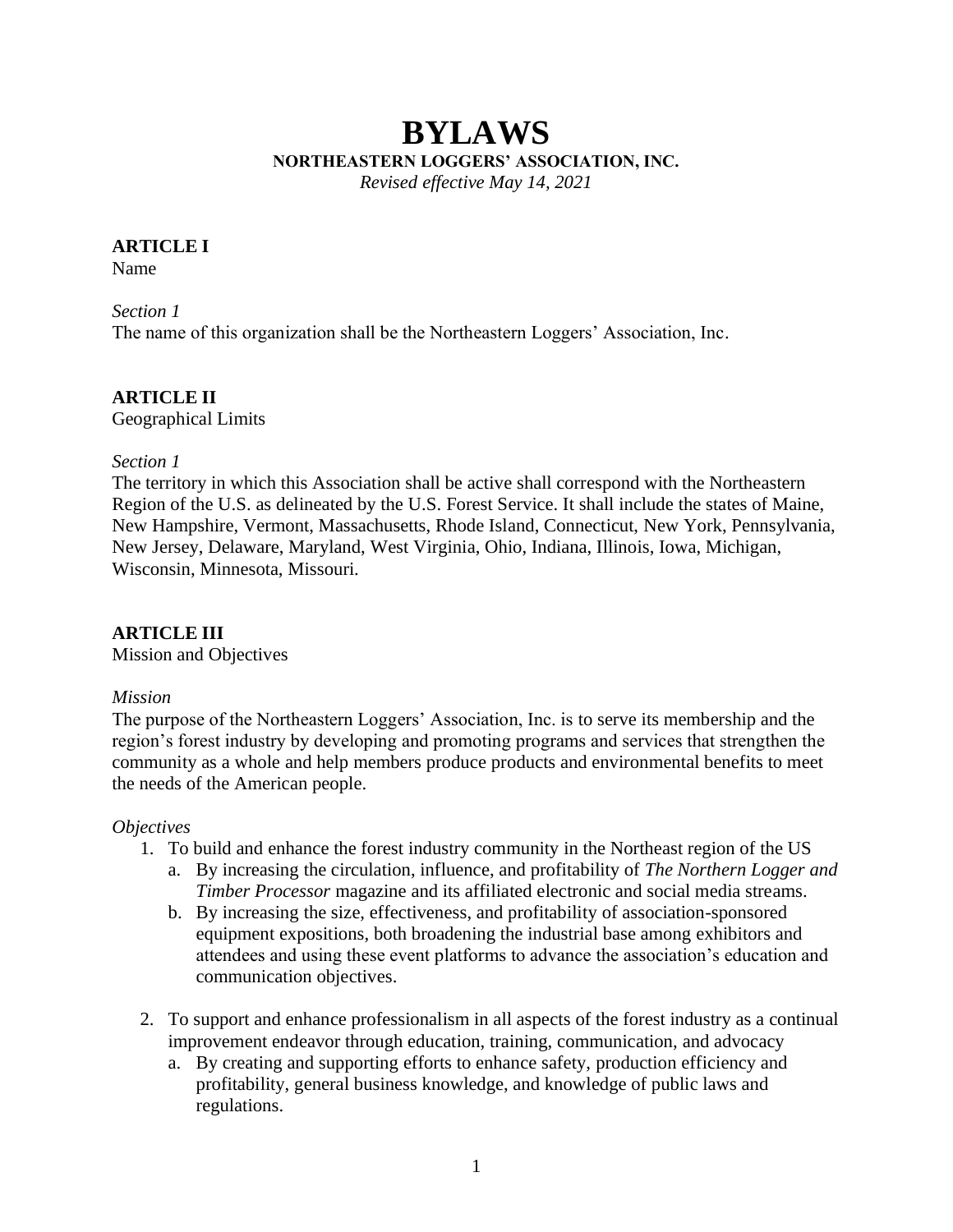# BYLAWS

**NORTHEASTERN LOGGERS' ASSOCIATION, INC.**

*Revised effective May 14, 2021*

## ARTICLE I

Name

*Section 1*

The name of this organization shall be the Northeastern Loggers' Association, Inc.

## ARTICLE II

Geographical Limits

*Section 1*

The territory in which this Association shall be active shall correspond with the Northeastern Region of the U.S. as delineated by the U.S. Forest Service. It shall include the states of Maine, New Hampshire, Vermont, Massachusetts, Rhode Island, Connecticut, New York, Pennsylvania, New Jersey, Delaware, Maryland, West Virginia, Ohio, Indiana, Illinois, Iowa, Michigan, Wisconsin, Minnesota, Missouri.

## ARTICLE III

Mission and Objectives

*Mission*

The purpose of the Northeastern Loggers' Association, Inc. is to serve its membership and the region's forest industry by developing and promoting programs and services that strengthen the community as a whole and help members produce products and environmental benefits to meet the needs of the American people.

*Objectives*

1. To build and enhance the forest industry community in the Northeast region of the US
   a. By increasing the circulation, influence, and profitability of *The Northern Logger and Timber Processor* magazine and its affiliated electronic and social media streams.
   b. By increasing the size, effectiveness, and profitability of association-sponsored equipment expositions, both broadening the industrial base among exhibitors and attendees and using these event platforms to advance the association's education and communication objectives.

2. To support and enhance professionalism in all aspects of the forest industry as a continual improvement endeavor through education, training, communication, and advocacy
   a. By creating and supporting efforts to enhance safety, production efficiency and profitability, general business knowledge, and knowledge of public laws and regulations.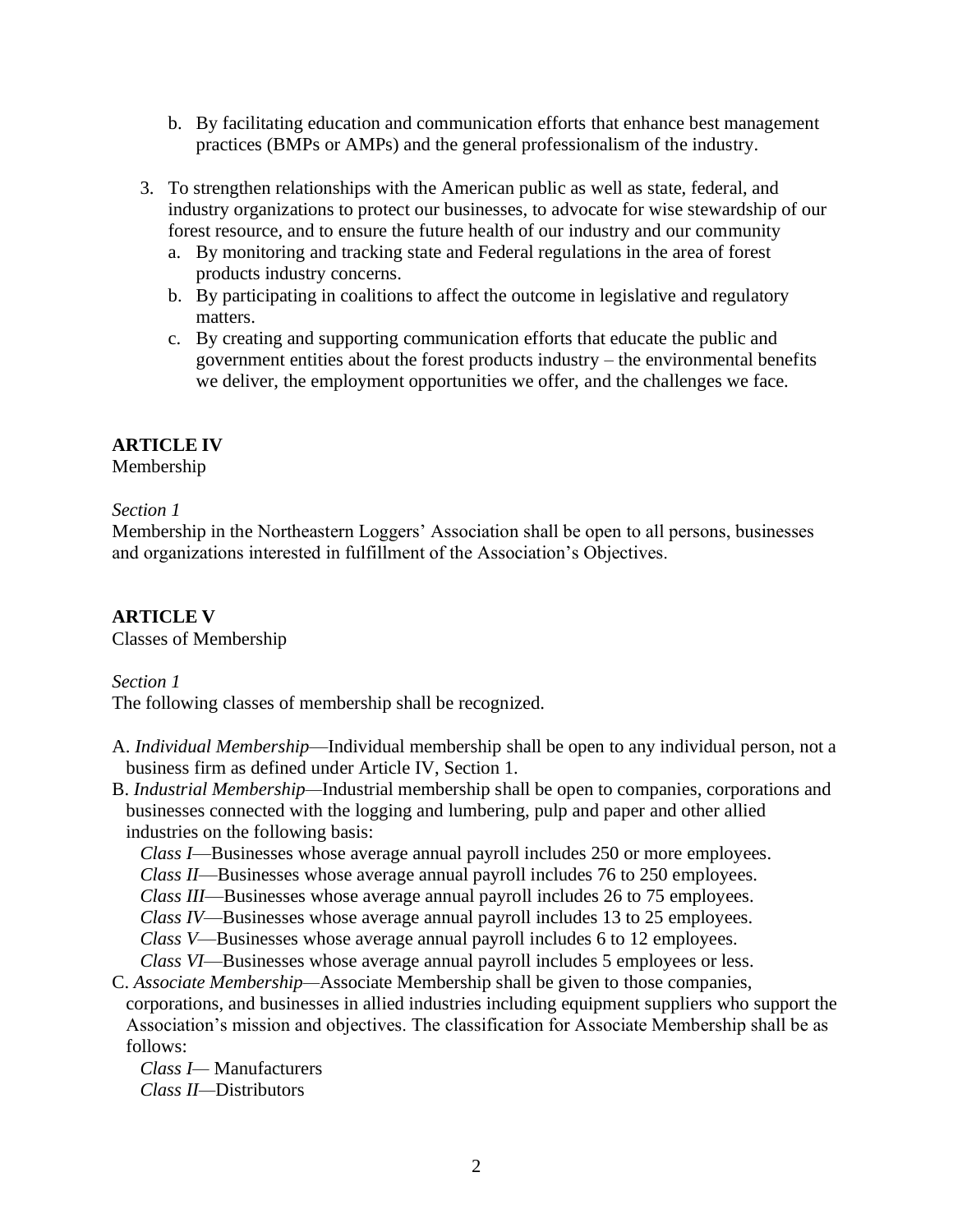b. By facilitating education and communication efforts that enhance best management practices (BMPs or AMPs) and the general professionalism of the industry.

3. To strengthen relationships with the American public as well as state, federal, and industry organizations to protect our businesses, to advocate for wise stewardship of our forest resource, and to ensure the future health of our industry and our community
   a. By monitoring and tracking state and Federal regulations in the area of forest products industry concerns.
   b. By participating in coalitions to affect the outcome in legislative and regulatory matters.
   c. By creating and supporting communication efforts that educate the public and government entities about the forest products industry – the environmental benefits we deliver, the employment opportunities we offer, and the challenges we face.

**ARTICLE IV**
Membership

*Section 1*
Membership in the Northeastern Loggers' Association shall be open to all persons, businesses and organizations interested in fulfillment of the Association's Objectives.

**ARTICLE V**
Classes of Membership

*Section 1*
The following classes of membership shall be recognized.

A. *Individual Membership*—Individual membership shall be open to any individual person, not a business firm as defined under Article IV, Section 1.

B. *Industrial Membership*—Industrial membership shall be open to companies, corporations and businesses connected with the logging and lumbering, pulp and paper and other allied industries on the following basis:
   *Class I*—Businesses whose average annual payroll includes 250 or more employees.
   *Class II*—Businesses whose average annual payroll includes 76 to 250 employees.
   *Class III*—Businesses whose average annual payroll includes 26 to 75 employees.
   *Class IV*—Businesses whose average annual payroll includes 13 to 25 employees.
   *Class V*—Businesses whose average annual payroll includes 6 to 12 employees.
   *Class VI*—Businesses whose average annual payroll includes 5 employees or less.

C. *Associate Membership*—Associate Membership shall be given to those companies, corporations, and businesses in allied industries including equipment suppliers who support the Association's mission and objectives. The classification for Associate Membership shall be as follows:
   *Class I*— Manufacturers
   *Class II*—Distributors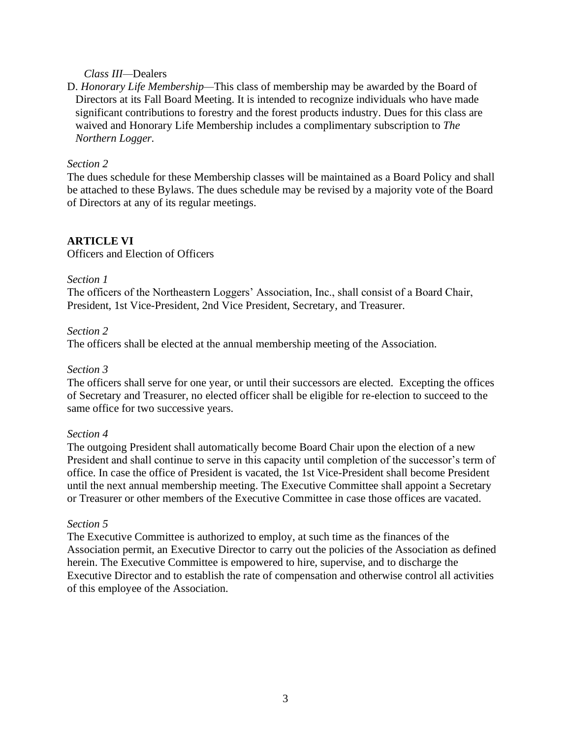*Class III*—Dealers

D. *Honorary Life Membership*—This class of membership may be awarded by the Board of Directors at its Fall Board Meeting. It is intended to recognize individuals who have made significant contributions to forestry and the forest products industry. Dues for this class are waived and Honorary Life Membership includes a complimentary subscription to *The Northern Logger.*

*Section 2*

The dues schedule for these Membership classes will be maintained as a Board Policy and shall be attached to these Bylaws. The dues schedule may be revised by a majority vote of the Board of Directors at any of its regular meetings.

## ARTICLE VI

Officers and Election of Officers

*Section 1*

The officers of the Northeastern Loggers' Association, Inc., shall consist of a Board Chair, President, 1st Vice-President, 2nd Vice President, Secretary, and Treasurer.

*Section 2*

The officers shall be elected at the annual membership meeting of the Association.

*Section 3*

The officers shall serve for one year, or until their successors are elected. Excepting the offices of Secretary and Treasurer, no elected officer shall be eligible for re-election to succeed to the same office for two successive years.

*Section 4*

The outgoing President shall automatically become Board Chair upon the election of a new President and shall continue to serve in this capacity until completion of the successor's term of office. In case the office of President is vacated, the 1st Vice-President shall become President until the next annual membership meeting. The Executive Committee shall appoint a Secretary or Treasurer or other members of the Executive Committee in case those offices are vacated.

*Section 5*

The Executive Committee is authorized to employ, at such time as the finances of the Association permit, an Executive Director to carry out the policies of the Association as defined herein. The Executive Committee is empowered to hire, supervise, and to discharge the Executive Director and to establish the rate of compensation and otherwise control all activities of this employee of the Association.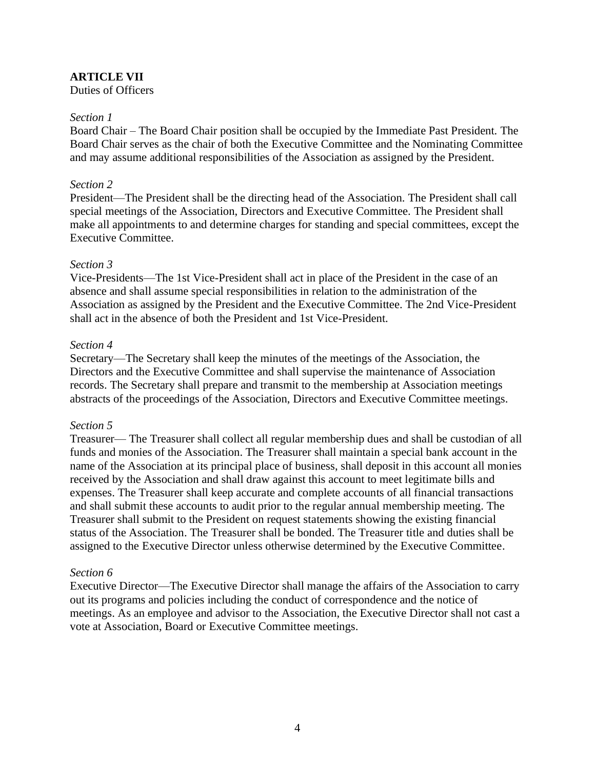**ARTICLE VII**
Duties of Officers

*Section 1*
Board Chair – The Board Chair position shall be occupied by the Immediate Past President. The Board Chair serves as the chair of both the Executive Committee and the Nominating Committee and may assume additional responsibilities of the Association as assigned by the President.

*Section 2*
President—The President shall be the directing head of the Association. The President shall call special meetings of the Association, Directors and Executive Committee. The President shall make all appointments to and determine charges for standing and special committees, except the Executive Committee.

*Section 3*
Vice-Presidents—The 1st Vice-President shall act in place of the President in the case of an absence and shall assume special responsibilities in relation to the administration of the Association as assigned by the President and the Executive Committee. The 2nd Vice-President shall act in the absence of both the President and 1st Vice-President.

*Section 4*
Secretary—The Secretary shall keep the minutes of the meetings of the Association, the Directors and the Executive Committee and shall supervise the maintenance of Association records. The Secretary shall prepare and transmit to the membership at Association meetings abstracts of the proceedings of the Association, Directors and Executive Committee meetings.

*Section 5*
Treasurer— The Treasurer shall collect all regular membership dues and shall be custodian of all funds and monies of the Association. The Treasurer shall maintain a special bank account in the name of the Association at its principal place of business, shall deposit in this account all monies received by the Association and shall draw against this account to meet legitimate bills and expenses. The Treasurer shall keep accurate and complete accounts of all financial transactions and shall submit these accounts to audit prior to the regular annual membership meeting. The Treasurer shall submit to the President on request statements showing the existing financial status of the Association. The Treasurer shall be bonded. The Treasurer title and duties shall be assigned to the Executive Director unless otherwise determined by the Executive Committee.

*Section 6*
Executive Director—The Executive Director shall manage the affairs of the Association to carry out its programs and policies including the conduct of correspondence and the notice of meetings. As an employee and advisor to the Association, the Executive Director shall not cast a vote at Association, Board or Executive Committee meetings.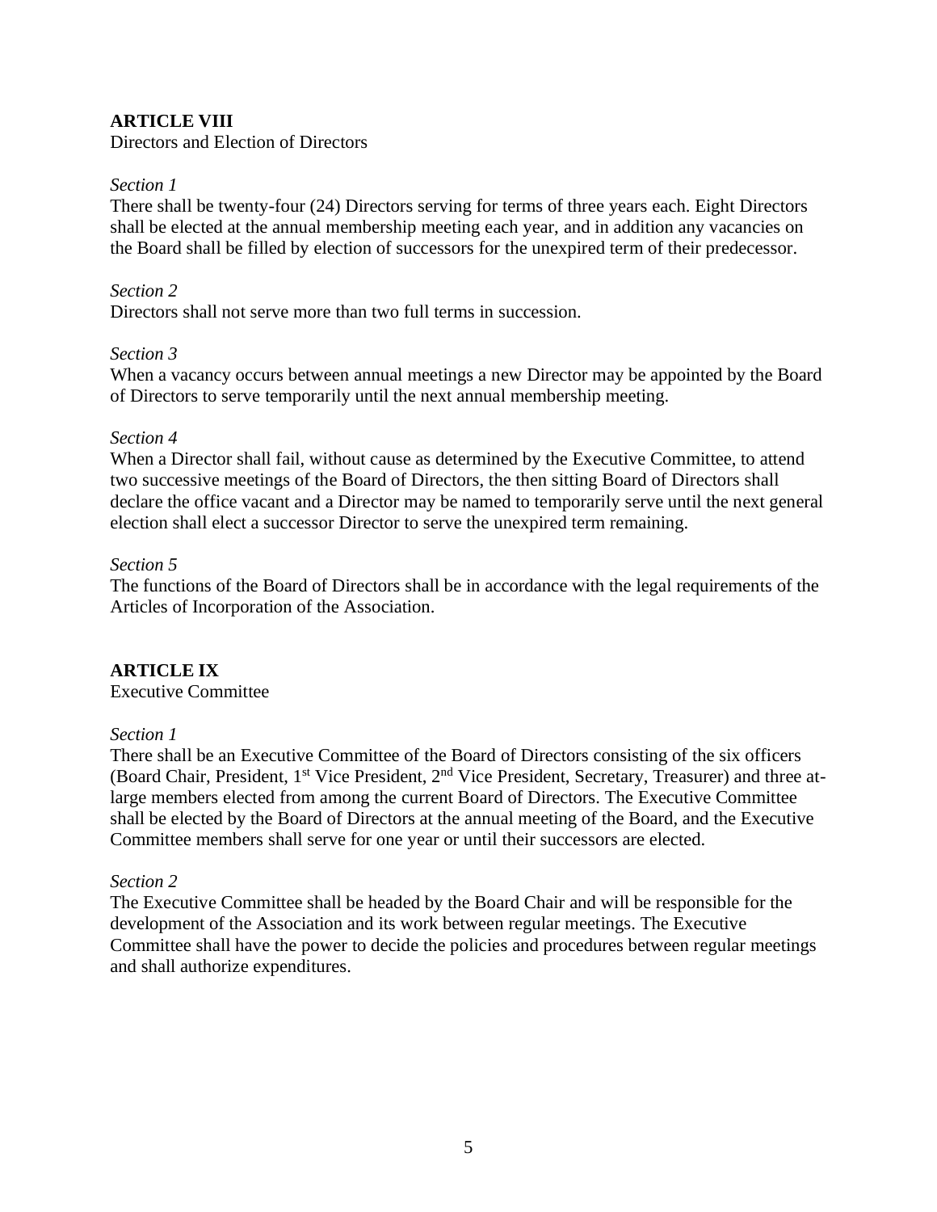**ARTICLE VIII**

Directors and Election of Directors

*Section 1*

There shall be twenty-four (24) Directors serving for terms of three years each. Eight Directors shall be elected at the annual membership meeting each year, and in addition any vacancies on the Board shall be filled by election of successors for the unexpired term of their predecessor.

*Section 2*

Directors shall not serve more than two full terms in succession.

*Section 3*

When a vacancy occurs between annual meetings a new Director may be appointed by the Board of Directors to serve temporarily until the next annual membership meeting.

*Section 4*

When a Director shall fail, without cause as determined by the Executive Committee, to attend two successive meetings of the Board of Directors, the then sitting Board of Directors shall declare the office vacant and a Director may be named to temporarily serve until the next general election shall elect a successor Director to serve the unexpired term remaining.

*Section 5*

The functions of the Board of Directors shall be in accordance with the legal requirements of the Articles of Incorporation of the Association.

**ARTICLE IX**

Executive Committee

*Section 1*

There shall be an Executive Committee of the Board of Directors consisting of the six officers (Board Chair, President, 1st Vice President, 2nd Vice President, Secretary, Treasurer) and three at-large members elected from among the current Board of Directors. The Executive Committee shall be elected by the Board of Directors at the annual meeting of the Board, and the Executive Committee members shall serve for one year or until their successors are elected.

*Section 2*

The Executive Committee shall be headed by the Board Chair and will be responsible for the development of the Association and its work between regular meetings. The Executive Committee shall have the power to decide the policies and procedures between regular meetings and shall authorize expenditures.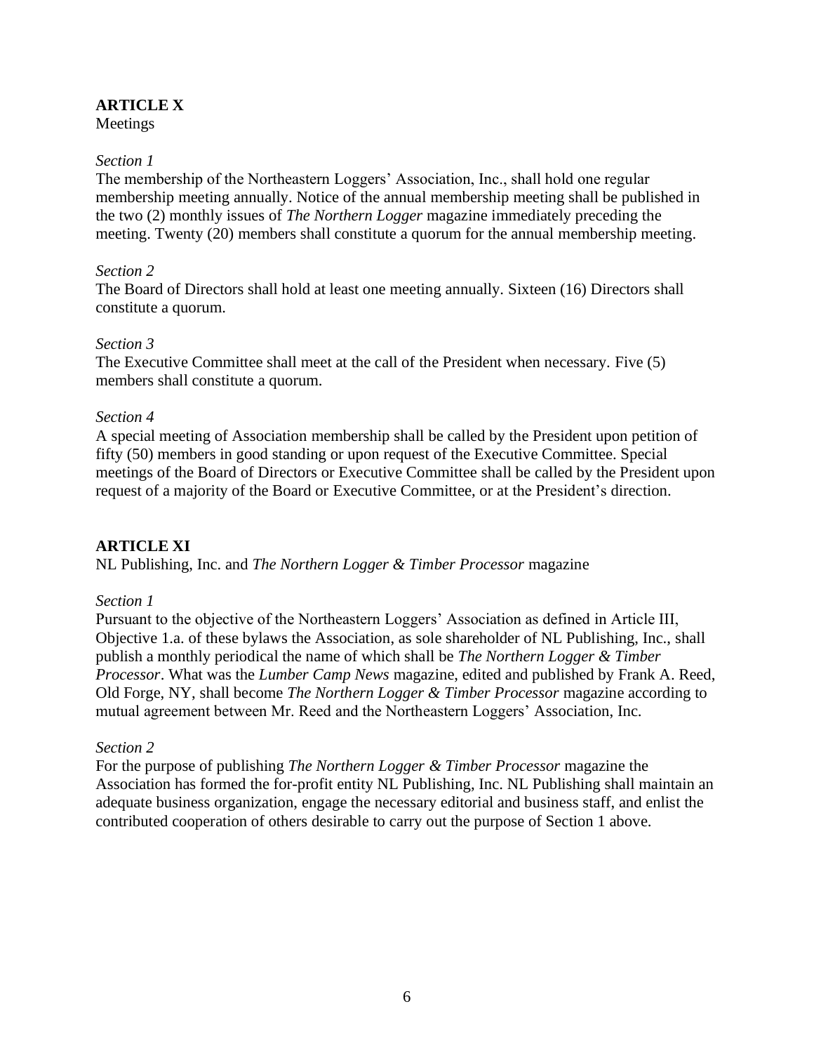## ARTICLE X

Meetings

*Section 1*

The membership of the Northeastern Loggers' Association, Inc., shall hold one regular membership meeting annually. Notice of the annual membership meeting shall be published in the two (2) monthly issues of *The Northern Logger* magazine immediately preceding the meeting. Twenty (20) members shall constitute a quorum for the annual membership meeting.

*Section 2*

The Board of Directors shall hold at least one meeting annually. Sixteen (16) Directors shall constitute a quorum.

*Section 3*

The Executive Committee shall meet at the call of the President when necessary. Five (5) members shall constitute a quorum.

*Section 4*

A special meeting of Association membership shall be called by the President upon petition of fifty (50) members in good standing or upon request of the Executive Committee. Special meetings of the Board of Directors or Executive Committee shall be called by the President upon request of a majority of the Board or Executive Committee, or at the President's direction.

## ARTICLE XI

NL Publishing, Inc. and *The Northern Logger & Timber Processor* magazine

*Section 1*

Pursuant to the objective of the Northeastern Loggers' Association as defined in Article III, Objective 1.a. of these bylaws the Association, as sole shareholder of NL Publishing, Inc., shall publish a monthly periodical the name of which shall be *The Northern Logger & Timber Processor*. What was the *Lumber Camp News* magazine, edited and published by Frank A. Reed, Old Forge, NY, shall become *The Northern Logger & Timber Processor* magazine according to mutual agreement between Mr. Reed and the Northeastern Loggers' Association, Inc.

*Section 2*

For the purpose of publishing *The Northern Logger & Timber Processor* magazine the Association has formed the for-profit entity NL Publishing, Inc. NL Publishing shall maintain an adequate business organization, engage the necessary editorial and business staff, and enlist the contributed cooperation of others desirable to carry out the purpose of Section 1 above.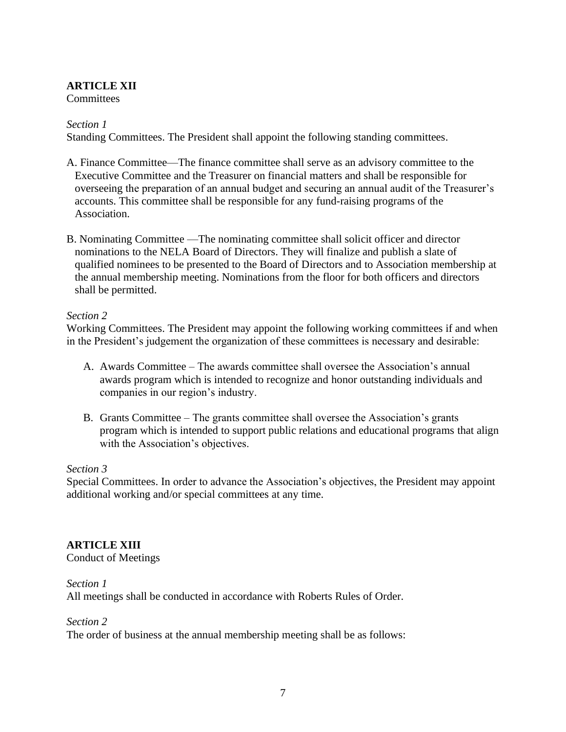**ARTICLE XII**
Committees

*Section 1*
Standing Committees. The President shall appoint the following standing committees.

A. Finance Committee—The finance committee shall serve as an advisory committee to the Executive Committee and the Treasurer on financial matters and shall be responsible for overseeing the preparation of an annual budget and securing an annual audit of the Treasurer's accounts. This committee shall be responsible for any fund-raising programs of the Association.

B. Nominating Committee —The nominating committee shall solicit officer and director nominations to the NELA Board of Directors. They will finalize and publish a slate of qualified nominees to be presented to the Board of Directors and to Association membership at the annual membership meeting. Nominations from the floor for both officers and directors shall be permitted.

*Section 2*
Working Committees. The President may appoint the following working committees if and when in the President's judgement the organization of these committees is necessary and desirable:

A. Awards Committee – The awards committee shall oversee the Association's annual awards program which is intended to recognize and honor outstanding individuals and companies in our region's industry.

B. Grants Committee – The grants committee shall oversee the Association's grants program which is intended to support public relations and educational programs that align with the Association's objectives.

*Section 3*
Special Committees. In order to advance the Association's objectives, the President may appoint additional working and/or special committees at any time.

**ARTICLE XIII**
Conduct of Meetings

*Section 1*
All meetings shall be conducted in accordance with Roberts Rules of Order.

*Section 2*
The order of business at the annual membership meeting shall be as follows: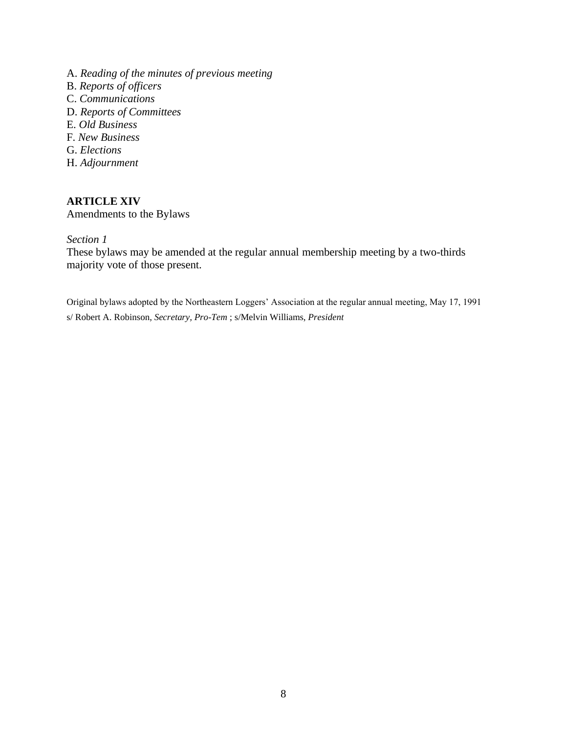A. *Reading of the minutes of previous meeting*
B. *Reports of officers*
C. *Communications*
D. *Reports of Committees*
E. *Old Business*
F. *New Business*
G. *Elections*
H. *Adjournment*

**ARTICLE XIV**
Amendments to the Bylaws

*Section 1*
These bylaws may be amended at the regular annual membership meeting by a two-thirds majority vote of those present.

Original bylaws adopted by the Northeastern Loggers' Association at the regular annual meeting, May 17, 1991
s/ Robert A. Robinson, *Secretary, Pro-Tem* ; s/Melvin Williams, *President*